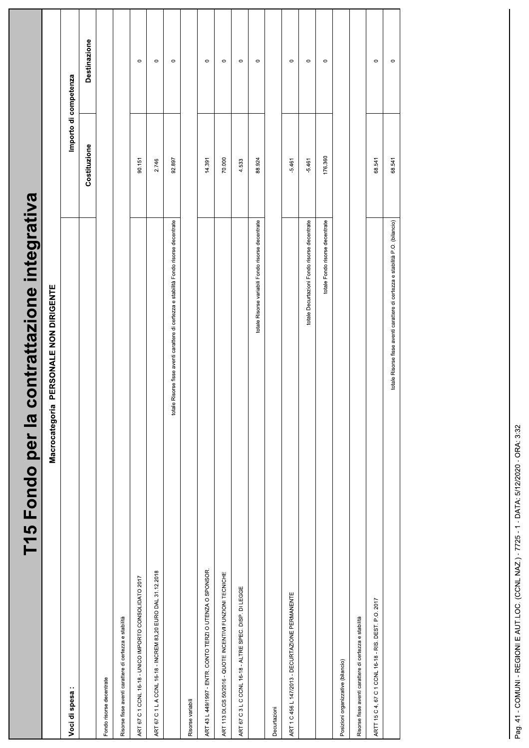# T15 Fondo per la contrattazione integrativa

**Macrocategoria PERSONALE NON DIRIGENTE**

| Voci di spesa : | Importo di competenza | |
|---|---|---|
| | Costituzione | Destinazione |
| Fondo risorse decentrate | | |
| Risorse fisse aventi carattere di certezza e stabilità | | |
| ART 67 C 1 CCNL 16-18 - UNICO IMPORTO CONSOLIDATO 2017 | 90.151 | 0 |
| ART 67 C 1 L A CCNL 16-18 - INCREM 83,20 EURO DAL 31.12.2018 | 2.746 | 0 |
| totale Risorse fisse aventi carattere di certezza e stabilità Fondo risorse decentrate | 92.897 | 0 |
| Risorse variabili | | |
| ART 43 L 449/1997 - ENTR. CONTO TERZI O UTENZA O SPONSOR. | 14.391 | 0 |
| ART 113 DLGS 50/2016 - QUOTE INCENTIVI FUNZIONI TECNICHE | 70.000 | 0 |
| ART 67 C 3 L C CCNL 16-18 - ALTRE SPEC. DISP. DI LEGGE | 4.533 | 0 |
| totale Risorse variabili Fondo risorse decentrate | 88.924 | 0 |
| Decurtazioni | | |
| ART 1 C 456 L 147/2013 - DECURTAZIONE PERMANENTE | -5.461 | 0 |
| totale Decurtazioni Fondo risorse decentrate | -5.461 | 0 |
| totale Fondo risorse decentrate | 176.360 | 0 |
| Posizioni organizzative (bilancio) | | |
| Risorse fisse aventi carattere di certezza e stabilità | | |
| ARTT 15 C 4, 67 C 1 CCNL 16-18 - RIS. DEST. P.O. 2017 | 68.541 | 0 |
| totale Risorse fisse aventi carattere di certezza e stabilità P.O. (bilancio) | 68.541 | 0 |

Pag. 41 - COMUNI - REGIONI E AUT.LOC. (CCNL NAZ.) - 7725 - 1 - DATA: 5/12/2020 - ORA: 3:32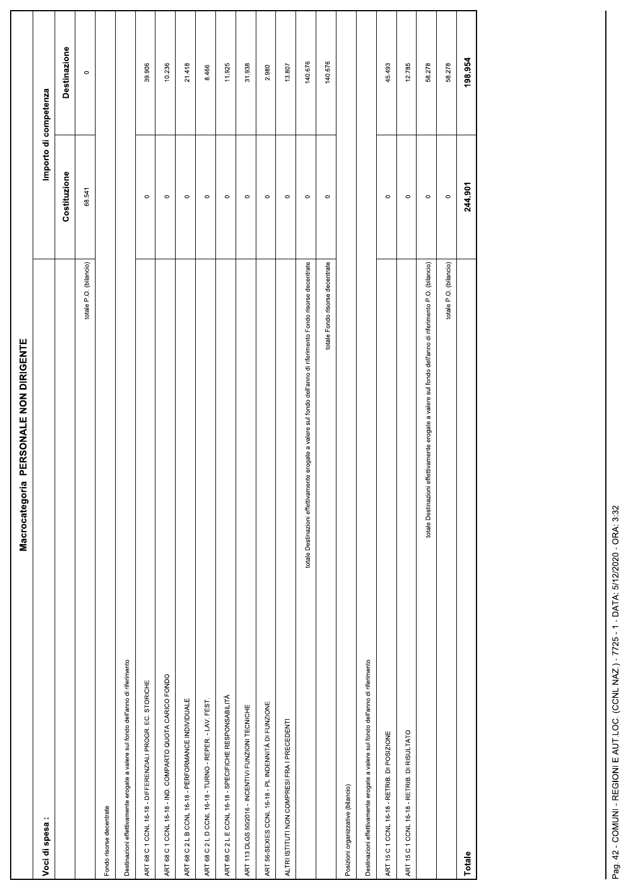## Macrocategoria PERSONALE NON DIRIGENTE

| Voci di spesa : | Importo di competenza | |
|---|---|---|
| | Costituzione | Destinazione |
| totale P.O. (bilancio) | 68.541 | 0 |
| Fondo risorse decentrate | | |
| Destinazioni effettivamente erogate a valere sul fondo dell'anno di riferimento | | |
| ART 68 C 1 CCNL 16-18 - DIFFERENZIALI PROGR. EC. STORICHE | 0 | 39.906 |
| ART 68 C 1 CCNL 16-18 - IND. COMPARTO QUOTA CARICO FONDO | 0 | 10.236 |
| ART 68 C 2 L B CCNL 16-18 - PERFORMANCE INDIVIDUALE | 0 | 21.418 |
| ART 68 C 2 L D CCNL 16-18 - TURNO - REPER. - LAV. FEST. | 0 | 8.466 |
| ART 68 C 2 L E CCNL 16-18 - SPECIFICHE RESPONSABILITÀ | 0 | 11.925 |
| ART 113 DLGS 50/2016 - INCENTIVI FUNZIONI TECNICHE | 0 | 31.938 |
| ART 56-SEXIES CCNL 16-18 - PL INDENNITÀ DI FUNZIONE | 0 | 2.980 |
| ALTRI ISTITUTI NON COMPRESI FRA I PRECEDENTI | 0 | 13.807 |
| totale Destinazioni effettivamente erogate a valere sul fondo dell'anno di riferimento Fondo risorse decentrate | 0 | 140.676 |
| totale Fondo risorse decentrate | 0 | 140.676 |
| Posizioni organizzative (bilancio) | | |
| Destinazioni effettivamente erogate a valere sul fondo dell'anno di riferimento | | |
| ART 15 C 1 CCNL 16-18 - RETRIB. DI POSIZIONE | 0 | 45.493 |
| ART 15 C 1 CCNL 16-18 - RETRIB. DI RISULTATO | 0 | 12.785 |
| totale Destinazioni effettivamente erogate a valere sul fondo dell'anno di riferimento P.O. (bilancio) | 0 | 58.278 |
| totale P.O. (bilancio) | 0 | 58.278 |
| **Totale** | **244.901** | **198.954** |

Pag. 42 - COMUNI - REGIONI E AUT.LOC. (CCNL NAZ.) - 7725 - 1 - DATA: 5/12/2020 - ORA: 3:32